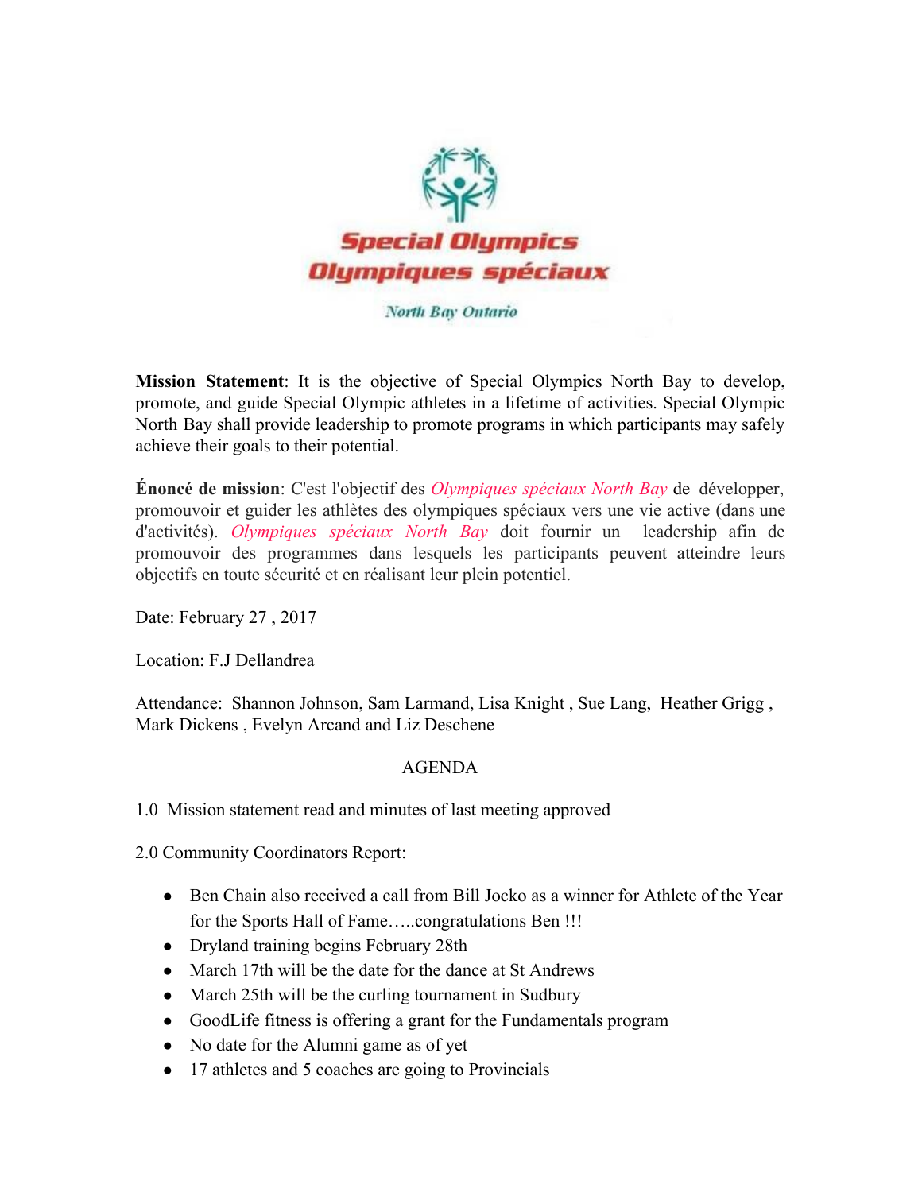**Special Olympics**
**Olympiques spéciaux**

*North Bay Ontario*

**Mission Statement**: It is the objective of Special Olympics North Bay to develop, promote, and guide Special Olympic athletes in a lifetime of activities. Special Olympic North Bay shall provide leadership to promote programs in which participants may safely achieve their goals to their potential.

**Énoncé de mission**: C'est l'objectif des *Olympiques spéciaux North Bay* de développer, promouvoir et guider les athlètes des olympiques spéciaux vers une vie active (dans une d'activités). *Olympiques spéciaux North Bay* doit fournir un leadership afin de promouvoir des programmes dans lesquels les participants peuvent atteindre leurs objectifs en toute sécurité et en réalisant leur plein potentiel.

Date: February 27 , 2017

Location: F.J Dellandrea

Attendance: Shannon Johnson, Sam Larmand, Lisa Knight , Sue Lang, Heather Grigg , Mark Dickens , Evelyn Arcand and Liz Deschene

AGENDA

1.0 Mission statement read and minutes of last meeting approved

2.0 Community Coordinators Report:

- Ben Chain also received a call from Bill Jocko as a winner for Athlete of the Year for the Sports Hall of Fame…..congratulations Ben !!!
- Dryland training begins February 28th
- March 17th will be the date for the dance at St Andrews
- March 25th will be the curling tournament in Sudbury
- GoodLife fitness is offering a grant for the Fundamentals program
- No date for the Alumni game as of yet
- 17 athletes and 5 coaches are going to Provincials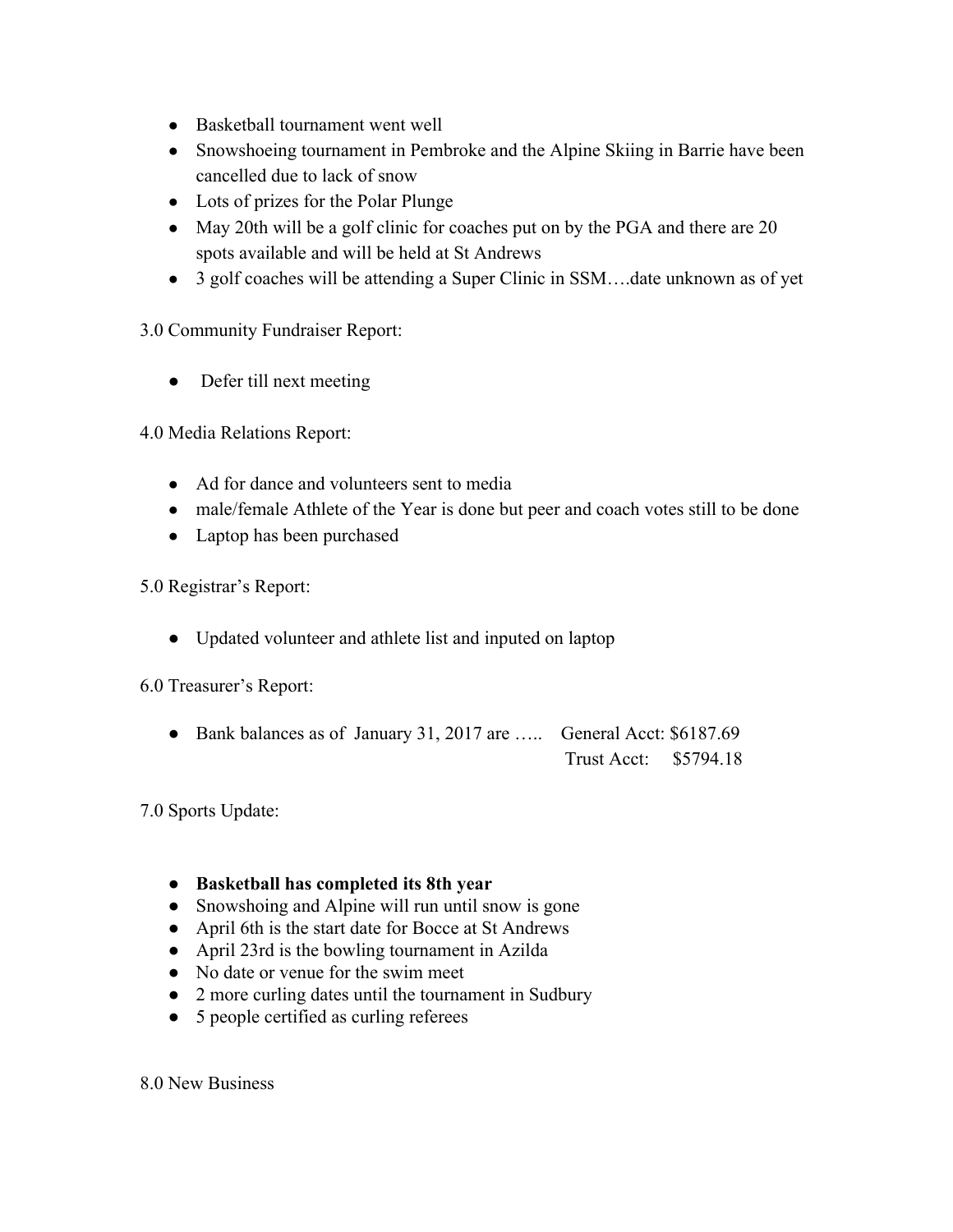- Basketball tournament went well
- Snowshoeing tournament in Pembroke and the Alpine Skiing in Barrie have been cancelled due to lack of snow
- Lots of prizes for the Polar Plunge
- May 20th will be a golf clinic for coaches put on by the PGA and there are 20 spots available and will be held at St Andrews
- 3 golf coaches will be attending a Super Clinic in SSM….date unknown as of yet

3.0 Community Fundraiser Report:

- Defer till next meeting

4.0 Media Relations Report:

- Ad for dance and volunteers sent to media
- male/female Athlete of the Year is done but peer and coach votes still to be done
- Laptop has been purchased

5.0 Registrar's Report:

- Updated volunteer and athlete list and inputed on laptop

6.0 Treasurer's Report:

- Bank balances as of January 31, 2017 are ….. General Acct: $6187.69
  Trust Acct: $5794.18

7.0 Sports Update:

- **Basketball has completed its 8th year**
- Snowshoing and Alpine will run until snow is gone
- April 6th is the start date for Bocce at St Andrews
- April 23rd is the bowling tournament in Azilda
- No date or venue for the swim meet
- 2 more curling dates until the tournament in Sudbury
- 5 people certified as curling referees

8.0 New Business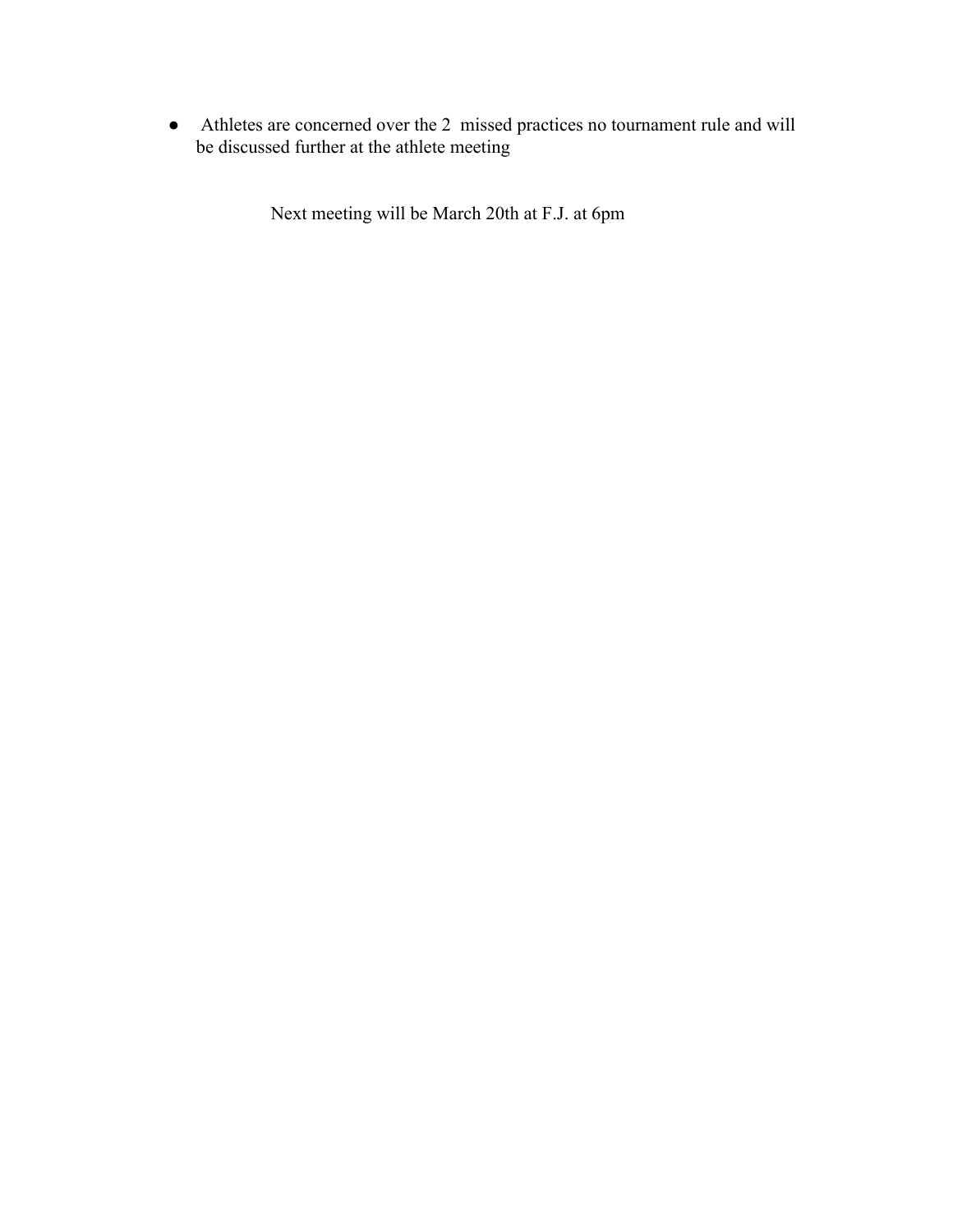- Athletes are concerned over the 2 missed practices no tournament rule and will be discussed further at the athlete meeting

Next meeting will be March 20th at F.J. at 6pm